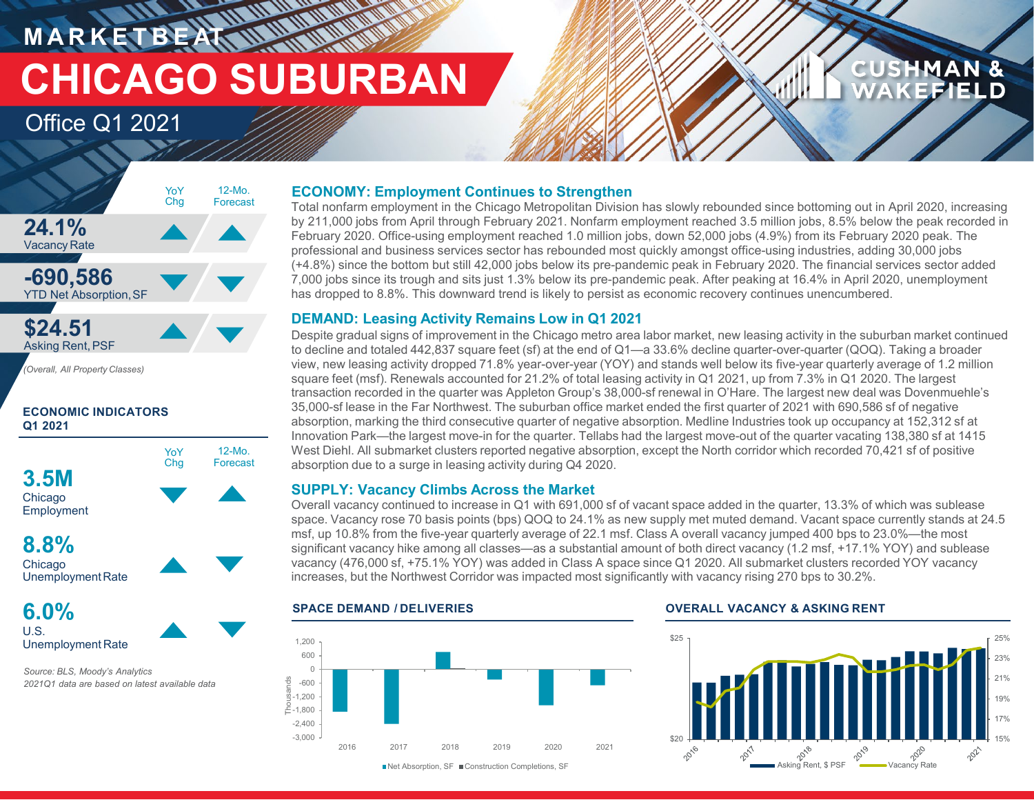# MARKETBEAT

# CHICAGO SUBURBAN

## Office Q1 2021

| | YoY Chg | 12-Mo. Forecast |
|---|---|---|
| **24.1%** Vacancy Rate | ▲ | ▲ |
| **-690,586** YTD Net Absorption, SF | ▼ | ▼ |
| **$24.51** Asking Rent, PSF | ▲ | ▼ |

*(Overall, All Property Classes)*

### ECONOMIC INDICATORS Q1 2021

| | YoY Chg | 12-Mo. Forecast |
|---|---|---|
| **3.5M** Chicago Employment | ▼ | ▲ |
| **8.8%** Chicago Unemployment Rate | ▲ | ▼ |
| **6.0%** U.S. Unemployment Rate | ▲ | ▼ |

*Source: BLS, Moody's Analytics*
*2021Q1 data are based on latest available data*

### ECONOMY: Employment Continues to Strengthen

Total nonfarm employment in the Chicago Metropolitan Division has slowly rebounded since bottoming out in April 2020, increasing by 211,000 jobs from April through February 2021. Nonfarm employment reached 3.5 million jobs, 8.5% below the peak recorded in February 2020. Office-using employment reached 1.0 million jobs, down 52,000 jobs (4.9%) from its February 2020 peak. The professional and business services sector has rebounded most quickly amongst office-using industries, adding 30,000 jobs (+4.8%) since the bottom but still 42,000 jobs below its pre-pandemic peak in February 2020. The financial services sector added 7,000 jobs since its trough and sits just 1.3% below its pre-pandemic peak. After peaking at 16.4% in April 2020, unemployment has dropped to 8.8%. This downward trend is likely to persist as economic recovery continues unencumbered.

### DEMAND: Leasing Activity Remains Low in Q1 2021

Despite gradual signs of improvement in the Chicago metro area labor market, new leasing activity in the suburban market continued to decline and totaled 442,837 square feet (sf) at the end of Q1—a 33.6% decline quarter-over-quarter (QOQ). Taking a broader view, new leasing activity dropped 71.8% year-over-year (YOY) and stands well below its five-year quarterly average of 1.2 million square feet (msf). Renewals accounted for 21.2% of total leasing activity in Q1 2021, up from 7.3% in Q1 2020. The largest transaction recorded in the quarter was Appleton Group's 38,000-sf renewal in O'Hare. The largest new deal was Dovenmuehle's 35,000-sf lease in the Far Northwest. The suburban office market ended the first quarter of 2021 with 690,586 sf of negative absorption, marking the third consecutive quarter of negative absorption. Medline Industries took up occupancy at 152,312 sf at Innovation Park—the largest move-in for the quarter. Tellabs had the largest move-out of the quarter vacating 138,380 sf at 1415 West Diehl. All submarket clusters reported negative absorption, except the North corridor which recorded 70,421 sf of positive absorption due to a surge in leasing activity during Q4 2020.

### SUPPLY: Vacancy Climbs Across the Market

Overall vacancy continued to increase in Q1 with 691,000 sf of vacant space added in the quarter, 13.3% of which was sublease space. Vacancy rose 70 basis points (bps) QOQ to 24.1% as new supply met muted demand. Vacant space currently stands at 24.5 msf, up 10.8% from the five-year quarterly average of 22.1 msf. Class A overall vacancy jumped 400 bps to 23.0%—the most significant vacancy hike among all classes—as a substantial amount of both direct vacancy (1.2 msf, +17.1% YOY) and sublease vacancy (476,000 sf, +75.1% YOY) was added in Class A space since Q1 2020. All submarket clusters recorded YOY vacancy increases, but the Northwest Corridor was impacted most significantly with vacancy rising 270 bps to 30.2%.

### SPACE DEMAND / DELIVERIES

Net Absorption, SF | Construction Completions, SF (Thousands), 2016–2021

### OVERALL VACANCY & ASKING RENT

Asking Rent, $ PSF | Vacancy Rate, 2016–2021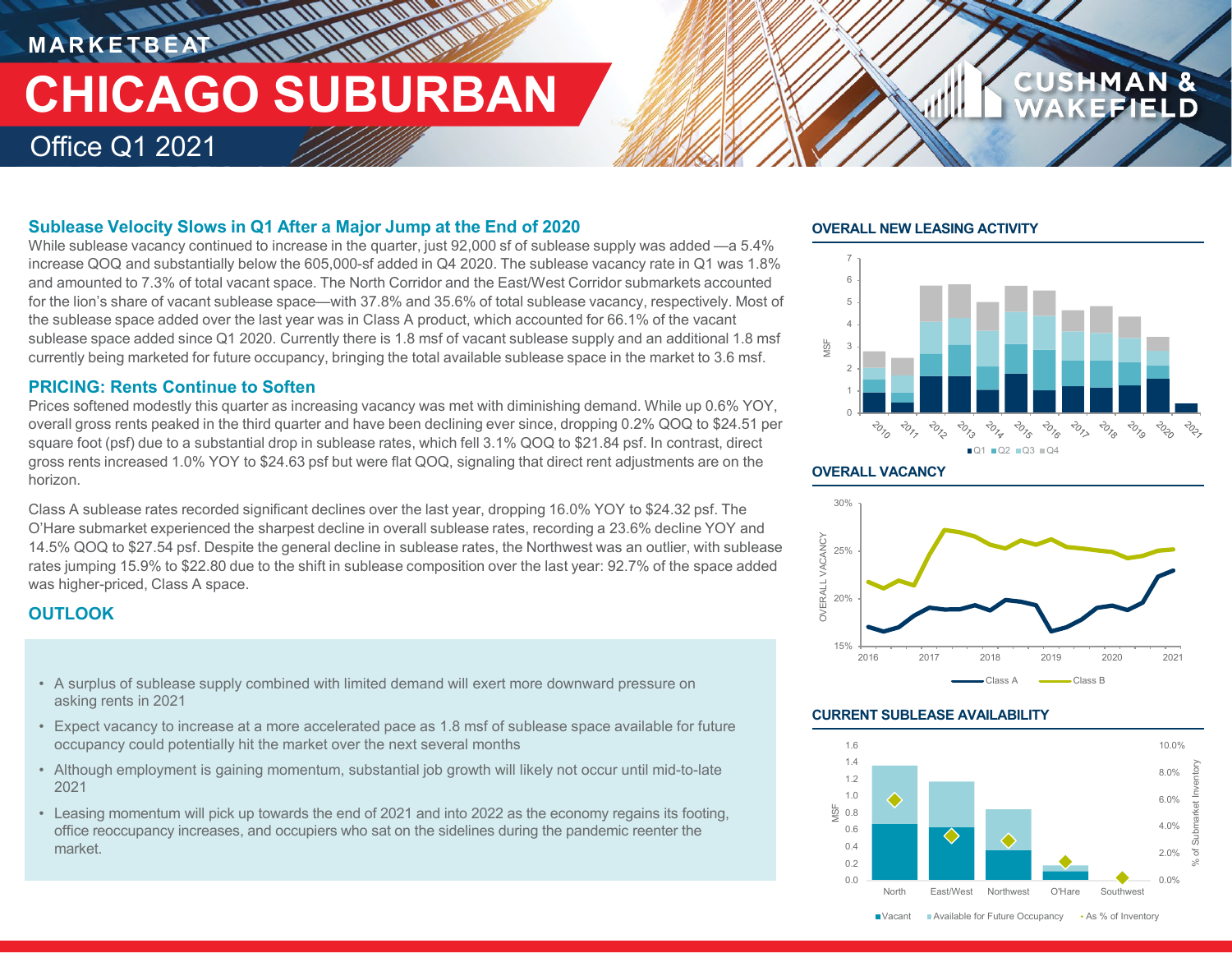MARKETBEAT

# CHICAGO SUBURBAN

Office Q1 2021

## Sublease Velocity Slows in Q1 After a Major Jump at the End of 2020

While sublease vacancy continued to increase in the quarter, just 92,000 sf of sublease supply was added —a 5.4% increase QOQ and substantially below the 605,000-sf added in Q4 2020. The sublease vacancy rate in Q1 was 1.8% and amounted to 7.3% of total vacant space. The North Corridor and the East/West Corridor submarkets accounted for the lion's share of vacant sublease space—with 37.8% and 35.6% of total sublease vacancy, respectively. Most of the sublease space added over the last year was in Class A product, which accounted for 66.1% of the vacant sublease space added since Q1 2020. Currently there is 1.8 msf of vacant sublease supply and an additional 1.8 msf currently being marketed for future occupancy, bringing the total available sublease space in the market to 3.6 msf.

## PRICING: Rents Continue to Soften

Prices softened modestly this quarter as increasing vacancy was met with diminishing demand. While up 0.6% YOY, overall gross rents peaked in the third quarter and have been declining ever since, dropping 0.2% QOQ to $24.51 per square foot (psf) due to a substantial drop in sublease rates, which fell 3.1% QOQ to $21.84 psf. In contrast, direct gross rents increased 1.0% YOY to $24.63 psf but were flat QOQ, signaling that direct rent adjustments are on the horizon.

Class A sublease rates recorded significant declines over the last year, dropping 16.0% YOY to $24.32 psf. The O'Hare submarket experienced the sharpest decline in overall sublease rates, recording a 23.6% decline YOY and 14.5% QOQ to $27.54 psf. Despite the general decline in sublease rates, the Northwest was an outlier, with sublease rates jumping 15.9% to $22.80 due to the shift in sublease composition over the last year: 92.7% of the space added was higher-priced, Class A space.

## OUTLOOK

- A surplus of sublease supply combined with limited demand will exert more downward pressure on asking rents in 2021
- Expect vacancy to increase at a more accelerated pace as 1.8 msf of sublease space available for future occupancy could potentially hit the market over the next several months
- Although employment is gaining momentum, substantial job growth will likely not occur until mid-to-late 2021
- Leasing momentum will pick up towards the end of 2021 and into 2022 as the economy regains its footing, office reoccupancy increases, and occupiers who sat on the sidelines during the pandemic reenter the market.

### OVERALL NEW LEASING ACTIVITY

### OVERALL VACANCY

### CURRENT SUBLEASE AVAILABILITY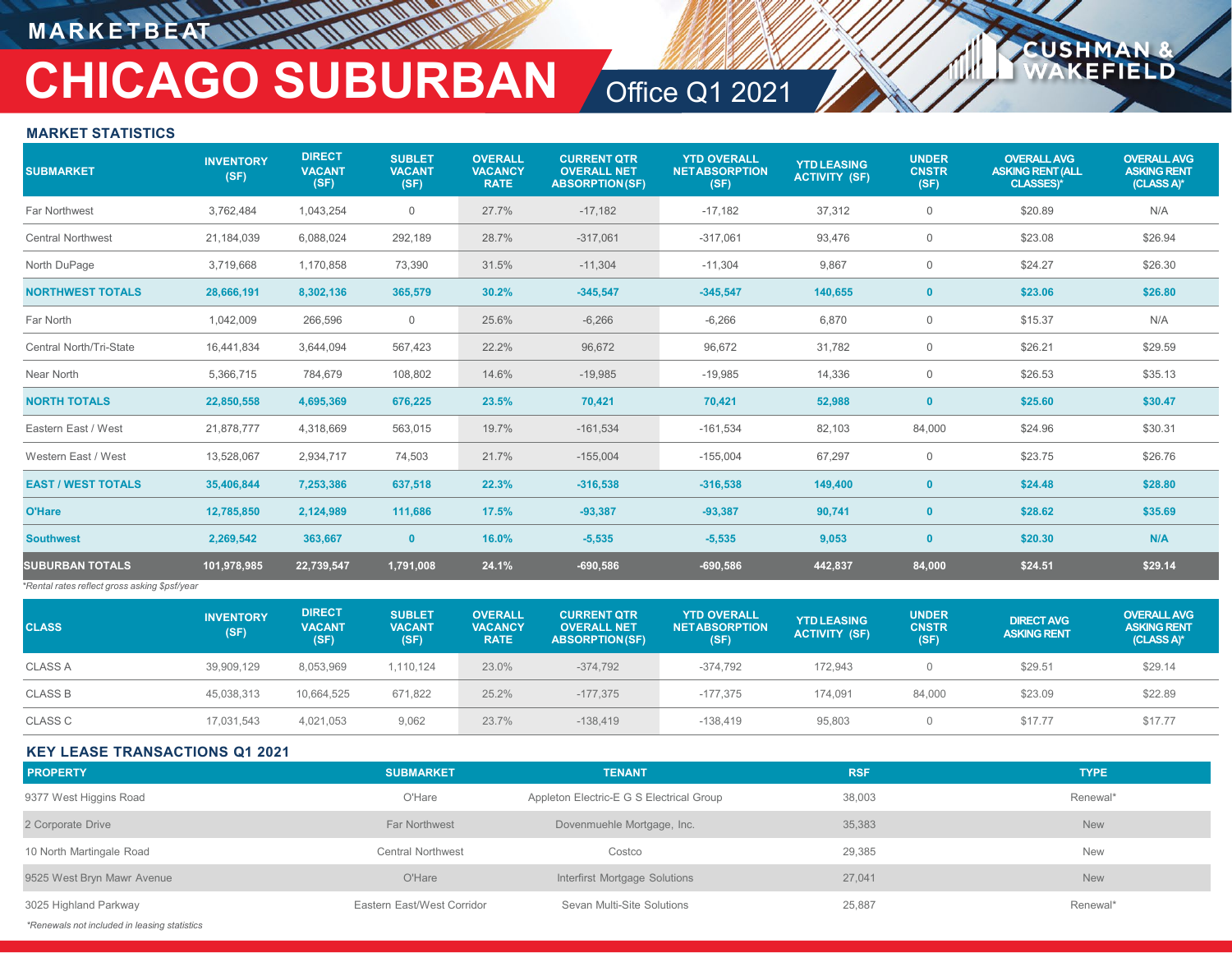# MARKETBEAT

# CHICAGO SUBURBAN

## Office Q1 2021

### MARKET STATISTICS

| SUBMARKET | INVENTORY (SF) | DIRECT VACANT (SF) | SUBLET VACANT (SF) | OVERALL VACANCY RATE | CURRENT QTR OVERALL NET ABSORPTION (SF) | YTD OVERALL NET ABSORPTION (SF) | YTD LEASING ACTIVITY (SF) | UNDER CNSTR (SF) | OVERALL AVG ASKING RENT (ALL CLASSES)* | OVERALL AVG ASKING RENT (CLASS A)* |
|---|---|---|---|---|---|---|---|---|---|---|
| Far Northwest | 3,762,484 | 1,043,254 | 0 | 27.7% | -17,182 | -17,182 | 37,312 | 0 | $20.89 | N/A |
| Central Northwest | 21,184,039 | 6,088,024 | 292,189 | 28.7% | -317,061 | -317,061 | 93,476 | 0 | $23.08 | $26.94 |
| North DuPage | 3,719,668 | 1,170,858 | 73,390 | 31.5% | -11,304 | -11,304 | 9,867 | 0 | $24.27 | $26.30 |
| **NORTHWEST TOTALS** | **28,666,191** | **8,302,136** | **365,579** | **30.2%** | **-345,547** | **-345,547** | **140,655** | **0** | **$23.06** | **$26.80** |
| Far North | 1,042,009 | 266,596 | 0 | 25.6% | -6,266 | -6,266 | 6,870 | 0 | $15.37 | N/A |
| Central North/Tri-State | 16,441,834 | 3,644,094 | 567,423 | 22.2% | 96,672 | 96,672 | 31,782 | 0 | $26.21 | $29.59 |
| Near North | 5,366,715 | 784,679 | 108,802 | 14.6% | -19,985 | -19,985 | 14,336 | 0 | $26.53 | $35.13 |
| **NORTH TOTALS** | **22,850,558** | **4,695,369** | **676,225** | **23.5%** | **70,421** | **70,421** | **52,988** | **0** | **$25.60** | **$30.47** |
| Eastern East / West | 21,878,777 | 4,318,669 | 563,015 | 19.7% | -161,534 | -161,534 | 82,103 | 84,000 | $24.96 | $30.31 |
| Western East / West | 13,528,067 | 2,934,717 | 74,503 | 21.7% | -155,004 | -155,004 | 67,297 | 0 | $23.75 | $26.76 |
| **EAST / WEST TOTALS** | **35,406,844** | **7,253,386** | **637,518** | **22.3%** | **-316,538** | **-316,538** | **149,400** | **0** | **$24.48** | **$28.80** |
| **O'Hare** | **12,785,850** | **2,124,989** | **111,686** | **17.5%** | **-93,387** | **-93,387** | **90,741** | **0** | **$28.62** | **$35.69** |
| **Southwest** | **2,269,542** | **363,667** | **0** | **16.0%** | **-5,535** | **-5,535** | **9,053** | **0** | **$20.30** | **N/A** |
| **SUBURBAN TOTALS** | **101,978,985** | **22,739,547** | **1,791,008** | **24.1%** | **-690,586** | **-690,586** | **442,837** | **84,000** | **$24.51** | **$29.14** |

*Rental rates reflect gross asking $psf/year

| CLASS | INVENTORY (SF) | DIRECT VACANT (SF) | SUBLET VACANT (SF) | OVERALL VACANCY RATE | CURRENT QTR OVERALL NET ABSORPTION (SF) | YTD OVERALL NET ABSORPTION (SF) | YTD LEASING ACTIVITY (SF) | UNDER CNSTR (SF) | DIRECT AVG ASKING RENT | OVERALL AVG ASKING RENT (CLASS A)* |
|---|---|---|---|---|---|---|---|---|---|---|
| CLASS A | 39,909,129 | 8,053,969 | 1,110,124 | 23.0% | -374,792 | -374,792 | 172,943 | 0 | $29.51 | $29.14 |
| CLASS B | 45,038,313 | 10,664,525 | 671,822 | 25.2% | -177,375 | -177,375 | 174,091 | 84,000 | $23.09 | $22.89 |
| CLASS C | 17,031,543 | 4,021,053 | 9,062 | 23.7% | -138,419 | -138,419 | 95,803 | 0 | $17.77 | $17.77 |

### KEY LEASE TRANSACTIONS Q1 2021

| PROPERTY | SUBMARKET | TENANT | RSF | TYPE |
|---|---|---|---|---|
| 9377 West Higgins Road | O'Hare | Appleton Electric-E G S Electrical Group | 38,003 | Renewal* |
| 2 Corporate Drive | Far Northwest | Dovenmuehle Mortgage, Inc. | 35,383 | New |
| 10 North Martingale Road | Central Northwest | Costco | 29,385 | New |
| 9525 West Bryn Mawr Avenue | O'Hare | Interfirst Mortgage Solutions | 27,041 | New |
| 3025 Highland Parkway | Eastern East/West Corridor | Sevan Multi-Site Solutions | 25,887 | Renewal* |

*Renewals not included in leasing statistics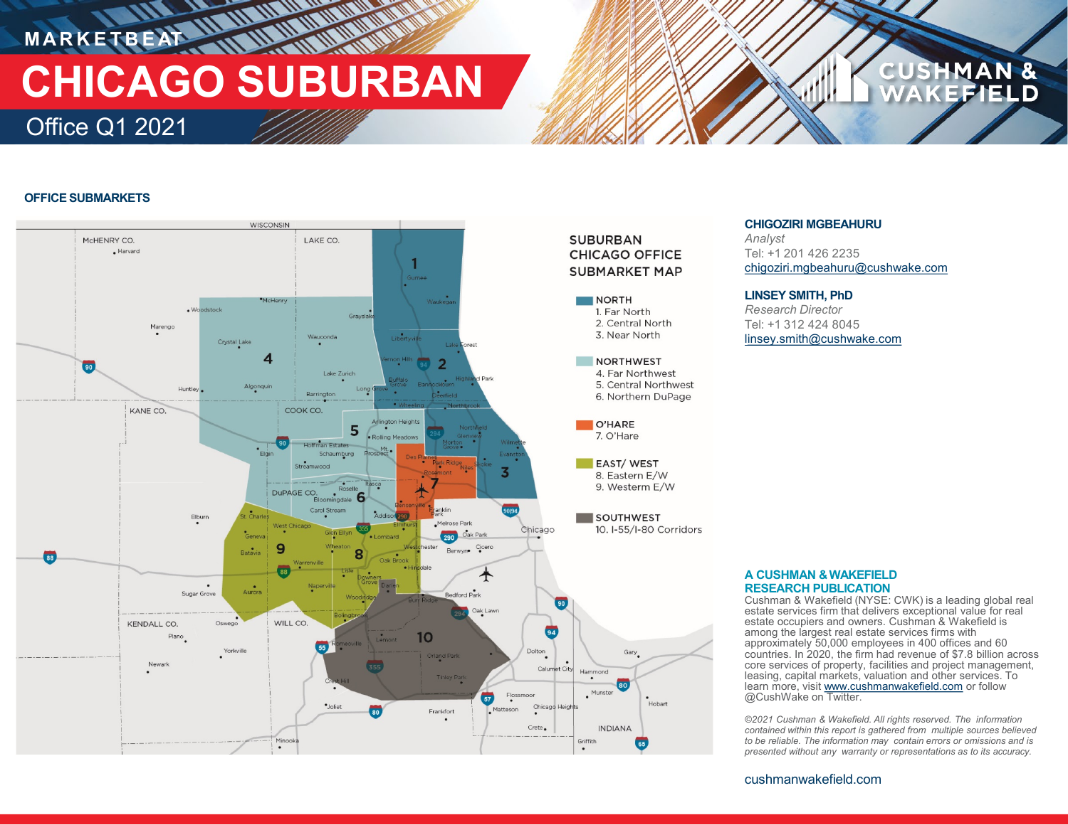# MARKETBEAT

# CHICAGO SUBURBAN

## Office Q1 2021

### OFFICE SUBMARKETS

SUBURBAN CHICAGO OFFICE SUBMARKET MAP

NORTH
1. Far North
2. Central North
3. Near North

NORTHWEST
4. Far Northwest
5. Central Northwest
6. Northern DuPage

O'HARE
7. O'Hare

EAST/ WEST
8. Eastern E/W
9. Westerm E/W

SOUTHWEST
10. I-55/I-80 Corridors

**CHIGOZIRI MGBEAHURU**
*Analyst*
Tel: +1 201 426 2235
chigoziri.mgbeahuru@cushwake.com

**LINSEY SMITH, PhD**
*Research Director*
Tel: +1 312 424 8045
linsey.smith@cushwake.com

**A CUSHMAN & WAKEFIELD RESEARCH PUBLICATION**

Cushman & Wakefield (NYSE: CWK) is a leading global real estate services firm that delivers exceptional value for real estate occupiers and owners. Cushman & Wakefield is among the largest real estate services firms with approximately 50,000 employees in 400 offices and 60 countries. In 2020, the firm had revenue of $7.8 billion across core services of property, facilities and project management, leasing, capital markets, valuation and other services. To learn more, visit www.cushmanwakefield.com or follow @CushWake on Twitter.

*©2021 Cushman & Wakefield. All rights reserved. The information contained within this report is gathered from multiple sources believed to be reliable. The information may contain errors or omissions and is presented without any warranty or representations as to its accuracy.*

cushmanwakefield.com